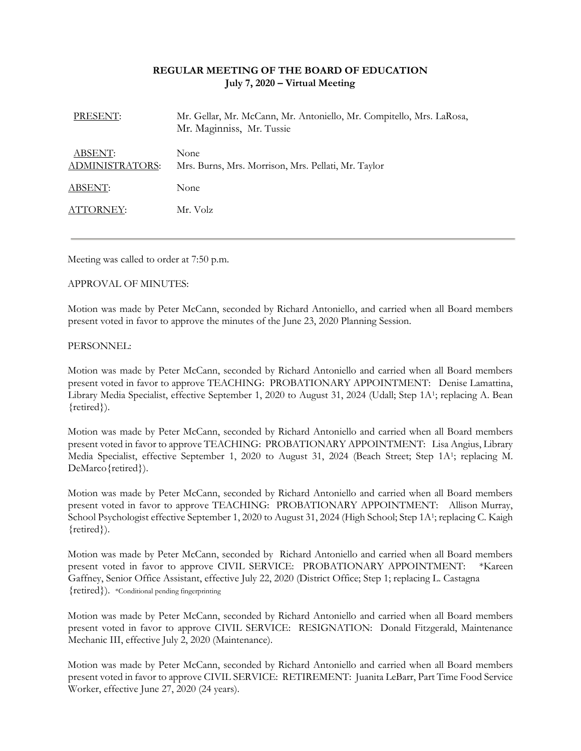**REGULAR MEETING OF THE BOARD OF EDUCATION**
**July 7, 2020 – Virtual Meeting**

| | |
|---|---|
| PRESENT: | Mr. Gellar, Mr. McCann, Mr. Antoniello, Mr. Compitello, Mrs. LaRosa, Mr. Maginniss, Mr. Tussie |
| ABSENT: | None |
| ADMINISTRATORS: | Mrs. Burns, Mrs. Morrison, Mrs. Pellati, Mr. Taylor |
| ABSENT: | None |
| ATTORNEY: | Mr. Volz |

---

Meeting was called to order at 7:50 p.m.

APPROVAL OF MINUTES:

Motion was made by Peter McCann, seconded by Richard Antoniello, and carried when all Board members present voted in favor to approve the minutes of the June 23, 2020 Planning Session.

PERSONNEL:

Motion was made by Peter McCann, seconded by Richard Antoniello and carried when all Board members present voted in favor to approve TEACHING: PROBATIONARY APPOINTMENT: Denise Lamattina, Library Media Specialist, effective September 1, 2020 to August 31, 2024 (Udall; Step 1A[1]; replacing A. Bean {retired}).

Motion was made by Peter McCann, seconded by Richard Antoniello and carried when all Board members present voted in favor to approve TEACHING: PROBATIONARY APPOINTMENT: Lisa Angius, Library Media Specialist, effective September 1, 2020 to August 31, 2024 (Beach Street; Step 1A[1]; replacing M. DeMarco{retired}).

Motion was made by Peter McCann, seconded by Richard Antoniello and carried when all Board members present voted in favor to approve TEACHING: PROBATIONARY APPOINTMENT: Allison Murray, School Psychologist effective September 1, 2020 to August 31, 2024 (High School; Step 1A[1]; replacing C. Kaigh {retired}).

Motion was made by Peter McCann, seconded by Richard Antoniello and carried when all Board members present voted in favor to approve CIVIL SERVICE: PROBATIONARY APPOINTMENT: *Kareen Gaffney, Senior Office Assistant, effective July 22, 2020 (District Office; Step 1; replacing L. Castagna {retired}). *Conditional pending fingerprinting

Motion was made by Peter McCann, seconded by Richard Antoniello and carried when all Board members present voted in favor to approve CIVIL SERVICE: RESIGNATION: Donald Fitzgerald, Maintenance Mechanic III, effective July 2, 2020 (Maintenance).

Motion was made by Peter McCann, seconded by Richard Antoniello and carried when all Board members present voted in favor to approve CIVIL SERVICE: RETIREMENT: Juanita LeBarr, Part Time Food Service Worker, effective June 27, 2020 (24 years).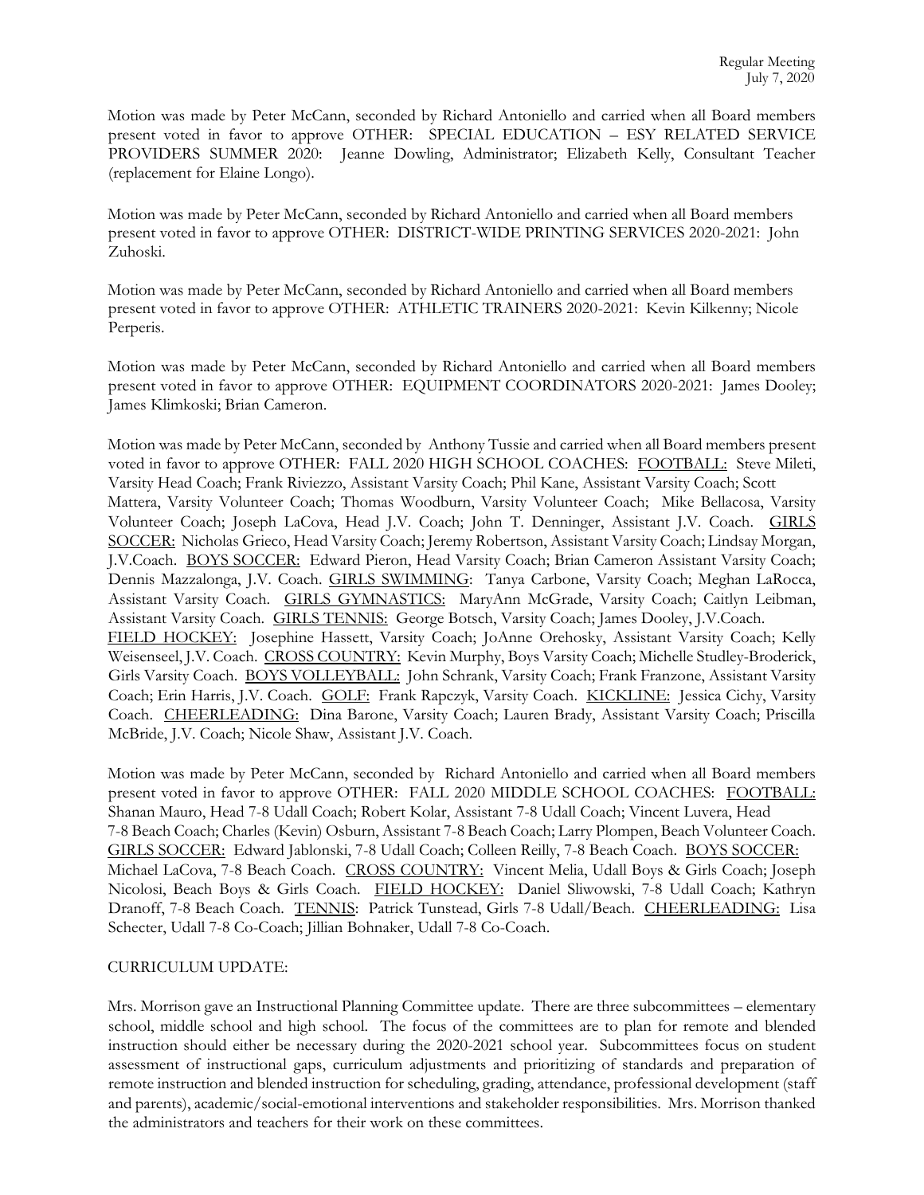Motion was made by Peter McCann, seconded by Richard Antoniello and carried when all Board members present voted in favor to approve OTHER: SPECIAL EDUCATION – ESY RELATED SERVICE PROVIDERS SUMMER 2020: Jeanne Dowling, Administrator; Elizabeth Kelly, Consultant Teacher (replacement for Elaine Longo).

Motion was made by Peter McCann, seconded by Richard Antoniello and carried when all Board members present voted in favor to approve OTHER: DISTRICT-WIDE PRINTING SERVICES 2020-2021: John Zuhoski.

Motion was made by Peter McCann, seconded by Richard Antoniello and carried when all Board members present voted in favor to approve OTHER: ATHLETIC TRAINERS 2020-2021: Kevin Kilkenny; Nicole Perperis.

Motion was made by Peter McCann, seconded by Richard Antoniello and carried when all Board members present voted in favor to approve OTHER: EQUIPMENT COORDINATORS 2020-2021: James Dooley; James Klimkoski; Brian Cameron.

Motion was made by Peter McCann, seconded by Anthony Tussie and carried when all Board members present voted in favor to approve OTHER: FALL 2020 HIGH SCHOOL COACHES: <u>FOOTBALL:</u> Steve Mileti, Varsity Head Coach; Frank Riviezzo, Assistant Varsity Coach; Phil Kane, Assistant Varsity Coach; Scott Mattera, Varsity Volunteer Coach; Thomas Woodburn, Varsity Volunteer Coach; Mike Bellacosa, Varsity Volunteer Coach; Joseph LaCova, Head J.V. Coach; John T. Denninger, Assistant J.V. Coach. <u>GIRLS SOCCER:</u> Nicholas Grieco, Head Varsity Coach; Jeremy Robertson, Assistant Varsity Coach; Lindsay Morgan, J.V.Coach. <u>BOYS SOCCER:</u> Edward Pieron, Head Varsity Coach; Brian Cameron Assistant Varsity Coach; Dennis Mazzalonga, J.V. Coach. <u>GIRLS SWIMMING</u>: Tanya Carbone, Varsity Coach; Meghan LaRocca, Assistant Varsity Coach. <u>GIRLS GYMNASTICS:</u> MaryAnn McGrade, Varsity Coach; Caitlyn Leibman, Assistant Varsity Coach. <u>GIRLS TENNIS:</u> George Botsch, Varsity Coach; James Dooley, J.V.Coach. <u>FIELD HOCKEY:</u> Josephine Hassett, Varsity Coach; JoAnne Orehosky, Assistant Varsity Coach; Kelly Weisenseel, J.V. Coach. <u>CROSS COUNTRY:</u> Kevin Murphy, Boys Varsity Coach; Michelle Studley-Broderick, Girls Varsity Coach. <u>BOYS VOLLEYBALL:</u> John Schrank, Varsity Coach; Frank Franzone, Assistant Varsity Coach; Erin Harris, J.V. Coach. <u>GOLF:</u> Frank Rapczyk, Varsity Coach. <u>KICKLINE:</u> Jessica Cichy, Varsity Coach. <u>CHEERLEADING:</u> Dina Barone, Varsity Coach; Lauren Brady, Assistant Varsity Coach; Priscilla McBride, J.V. Coach; Nicole Shaw, Assistant J.V. Coach.

Motion was made by Peter McCann, seconded by Richard Antoniello and carried when all Board members present voted in favor to approve OTHER: FALL 2020 MIDDLE SCHOOL COACHES: <u>FOOTBALL:</u> Shanan Mauro, Head 7-8 Udall Coach; Robert Kolar, Assistant 7-8 Udall Coach; Vincent Luvera, Head 7-8 Beach Coach; Charles (Kevin) Osburn, Assistant 7-8 Beach Coach; Larry Plompen, Beach Volunteer Coach. <u>GIRLS SOCCER:</u> Edward Jablonski, 7-8 Udall Coach; Colleen Reilly, 7-8 Beach Coach. <u>BOYS SOCCER:</u> Michael LaCova, 7-8 Beach Coach. <u>CROSS COUNTRY:</u> Vincent Melia, Udall Boys & Girls Coach; Joseph Nicolosi, Beach Boys & Girls Coach. <u>FIELD HOCKEY:</u> Daniel Sliwowski, 7-8 Udall Coach; Kathryn Dranoff, 7-8 Beach Coach. <u>TENNIS</u>: Patrick Tunstead, Girls 7-8 Udall/Beach. <u>CHEERLEADING:</u> Lisa Schecter, Udall 7-8 Co-Coach; Jillian Bohnaker, Udall 7-8 Co-Coach.

CURRICULUM UPDATE:

Mrs. Morrison gave an Instructional Planning Committee update. There are three subcommittees – elementary school, middle school and high school. The focus of the committees are to plan for remote and blended instruction should either be necessary during the 2020-2021 school year. Subcommittees focus on student assessment of instructional gaps, curriculum adjustments and prioritizing of standards and preparation of remote instruction and blended instruction for scheduling, grading, attendance, professional development (staff and parents), academic/social-emotional interventions and stakeholder responsibilities. Mrs. Morrison thanked the administrators and teachers for their work on these committees.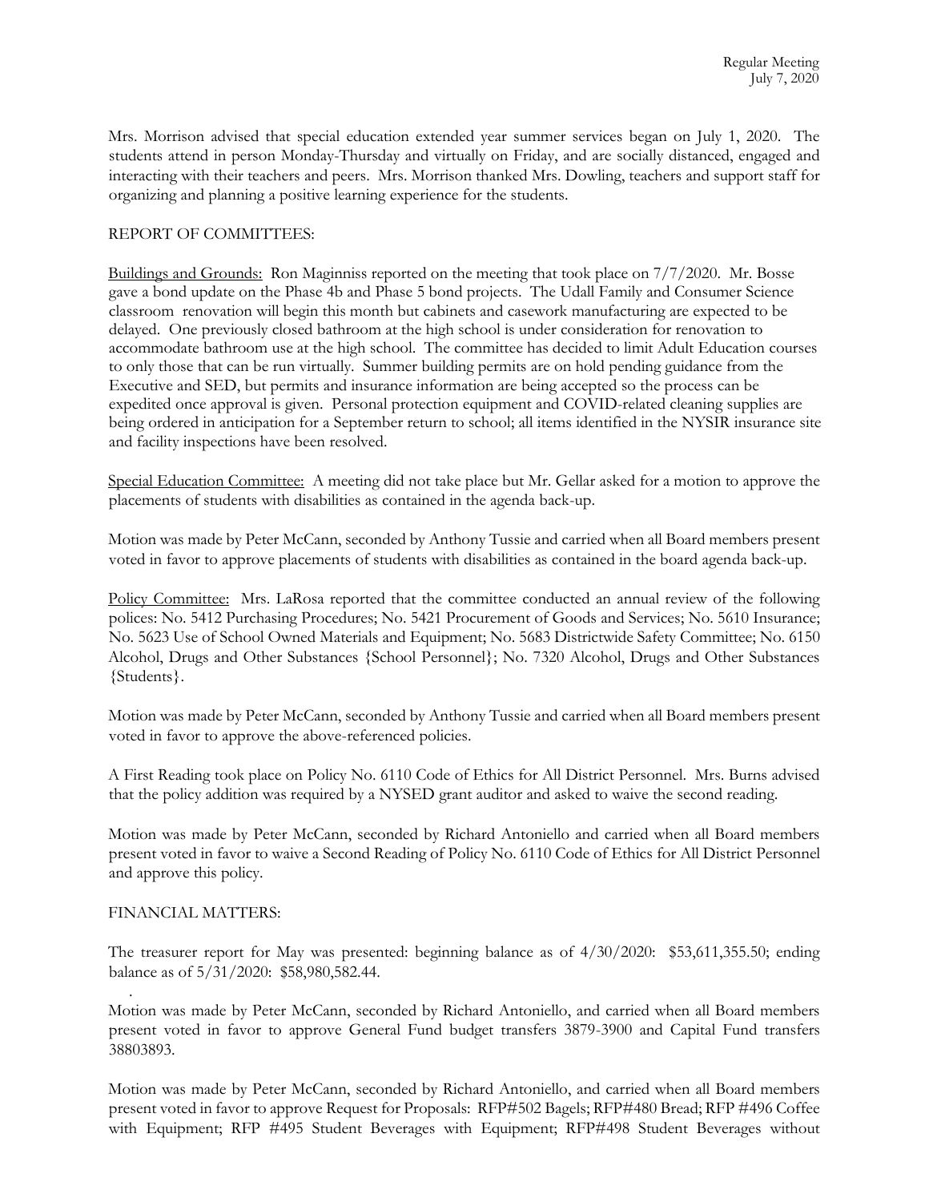Mrs. Morrison advised that special education extended year summer services began on July 1, 2020. The students attend in person Monday-Thursday and virtually on Friday, and are socially distanced, engaged and interacting with their teachers and peers. Mrs. Morrison thanked Mrs. Dowling, teachers and support staff for organizing and planning a positive learning experience for the students.

REPORT OF COMMITTEES:

Buildings and Grounds: Ron Maginniss reported on the meeting that took place on 7/7/2020. Mr. Bosse gave a bond update on the Phase 4b and Phase 5 bond projects. The Udall Family and Consumer Science classroom renovation will begin this month but cabinets and casework manufacturing are expected to be delayed. One previously closed bathroom at the high school is under consideration for renovation to accommodate bathroom use at the high school. The committee has decided to limit Adult Education courses to only those that can be run virtually. Summer building permits are on hold pending guidance from the Executive and SED, but permits and insurance information are being accepted so the process can be expedited once approval is given. Personal protection equipment and COVID-related cleaning supplies are being ordered in anticipation for a September return to school; all items identified in the NYSIR insurance site and facility inspections have been resolved.

Special Education Committee: A meeting did not take place but Mr. Gellar asked for a motion to approve the placements of students with disabilities as contained in the agenda back-up.

Motion was made by Peter McCann, seconded by Anthony Tussie and carried when all Board members present voted in favor to approve placements of students with disabilities as contained in the board agenda back-up.

Policy Committee: Mrs. LaRosa reported that the committee conducted an annual review of the following polices: No. 5412 Purchasing Procedures; No. 5421 Procurement of Goods and Services; No. 5610 Insurance; No. 5623 Use of School Owned Materials and Equipment; No. 5683 Districtwide Safety Committee; No. 6150 Alcohol, Drugs and Other Substances {School Personnel}; No. 7320 Alcohol, Drugs and Other Substances {Students}.

Motion was made by Peter McCann, seconded by Anthony Tussie and carried when all Board members present voted in favor to approve the above-referenced policies.

A First Reading took place on Policy No. 6110 Code of Ethics for All District Personnel. Mrs. Burns advised that the policy addition was required by a NYSED grant auditor and asked to waive the second reading.

Motion was made by Peter McCann, seconded by Richard Antoniello and carried when all Board members present voted in favor to waive a Second Reading of Policy No. 6110 Code of Ethics for All District Personnel and approve this policy.

FINANCIAL MATTERS:

The treasurer report for May was presented: beginning balance as of 4/30/2020: $53,611,355.50; ending balance as of 5/31/2020: $58,980,582.44.

Motion was made by Peter McCann, seconded by Richard Antoniello, and carried when all Board members present voted in favor to approve General Fund budget transfers 3879-3900 and Capital Fund transfers 38803893.

Motion was made by Peter McCann, seconded by Richard Antoniello, and carried when all Board members present voted in favor to approve Request for Proposals: RFP#502 Bagels; RFP#480 Bread; RFP #496 Coffee with Equipment; RFP #495 Student Beverages with Equipment; RFP#498 Student Beverages without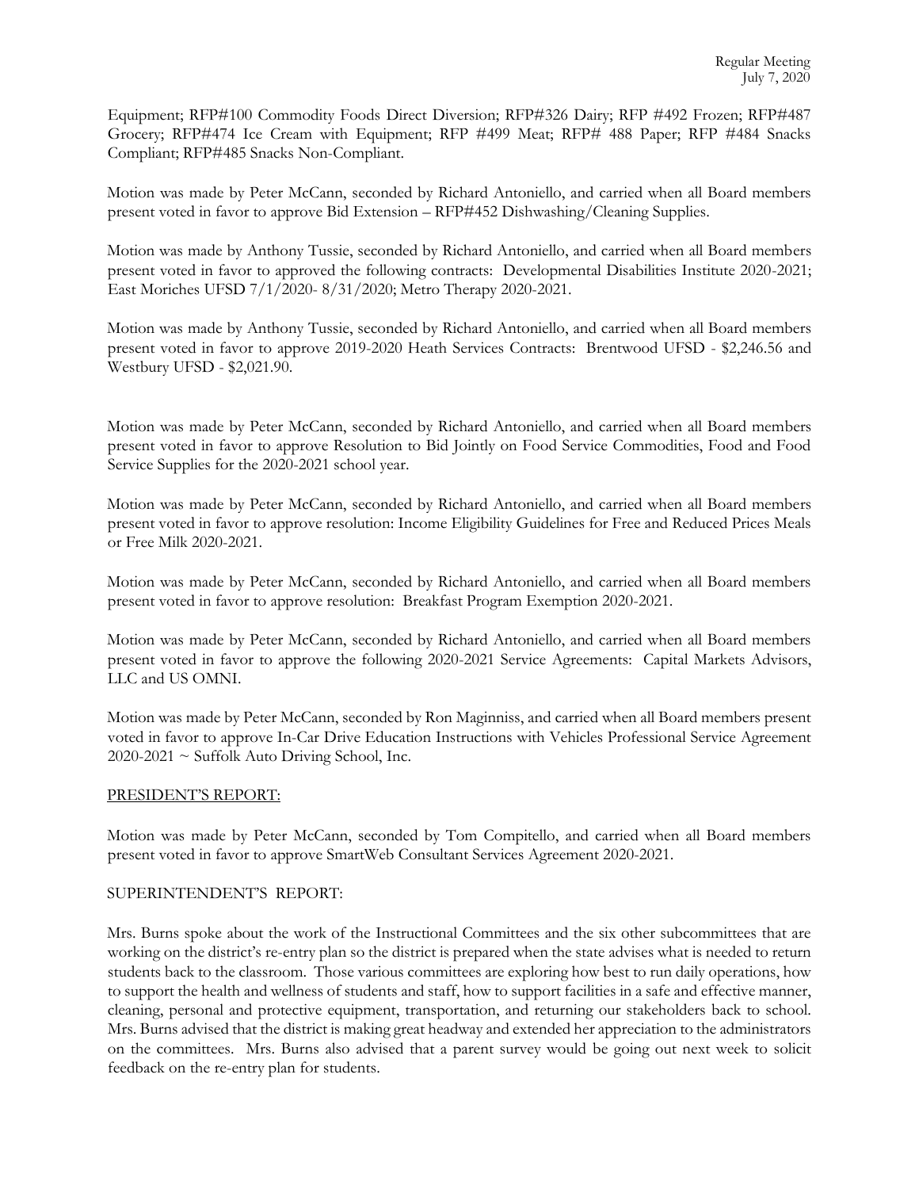Equipment; RFP#100 Commodity Foods Direct Diversion; RFP#326 Dairy; RFP #492 Frozen; RFP#487 Grocery; RFP#474 Ice Cream with Equipment; RFP #499 Meat; RFP# 488 Paper; RFP #484 Snacks Compliant; RFP#485 Snacks Non-Compliant.

Motion was made by Peter McCann, seconded by Richard Antoniello, and carried when all Board members present voted in favor to approve Bid Extension – RFP#452 Dishwashing/Cleaning Supplies.

Motion was made by Anthony Tussie, seconded by Richard Antoniello, and carried when all Board members present voted in favor to approved the following contracts: Developmental Disabilities Institute 2020-2021; East Moriches UFSD 7/1/2020- 8/31/2020; Metro Therapy 2020-2021.

Motion was made by Anthony Tussie, seconded by Richard Antoniello, and carried when all Board members present voted in favor to approve 2019-2020 Heath Services Contracts: Brentwood UFSD - $2,246.56 and Westbury UFSD - $2,021.90.

Motion was made by Peter McCann, seconded by Richard Antoniello, and carried when all Board members present voted in favor to approve Resolution to Bid Jointly on Food Service Commodities, Food and Food Service Supplies for the 2020-2021 school year.

Motion was made by Peter McCann, seconded by Richard Antoniello, and carried when all Board members present voted in favor to approve resolution: Income Eligibility Guidelines for Free and Reduced Prices Meals or Free Milk 2020-2021.

Motion was made by Peter McCann, seconded by Richard Antoniello, and carried when all Board members present voted in favor to approve resolution: Breakfast Program Exemption 2020-2021.

Motion was made by Peter McCann, seconded by Richard Antoniello, and carried when all Board members present voted in favor to approve the following 2020-2021 Service Agreements: Capital Markets Advisors, LLC and US OMNI.

Motion was made by Peter McCann, seconded by Ron Maginniss, and carried when all Board members present voted in favor to approve In-Car Drive Education Instructions with Vehicles Professional Service Agreement 2020-2021 ~ Suffolk Auto Driving School, Inc.

PRESIDENT'S REPORT:

Motion was made by Peter McCann, seconded by Tom Compitello, and carried when all Board members present voted in favor to approve SmartWeb Consultant Services Agreement 2020-2021.

SUPERINTENDENT'S REPORT:

Mrs. Burns spoke about the work of the Instructional Committees and the six other subcommittees that are working on the district's re-entry plan so the district is prepared when the state advises what is needed to return students back to the classroom. Those various committees are exploring how best to run daily operations, how to support the health and wellness of students and staff, how to support facilities in a safe and effective manner, cleaning, personal and protective equipment, transportation, and returning our stakeholders back to school. Mrs. Burns advised that the district is making great headway and extended her appreciation to the administrators on the committees. Mrs. Burns also advised that a parent survey would be going out next week to solicit feedback on the re-entry plan for students.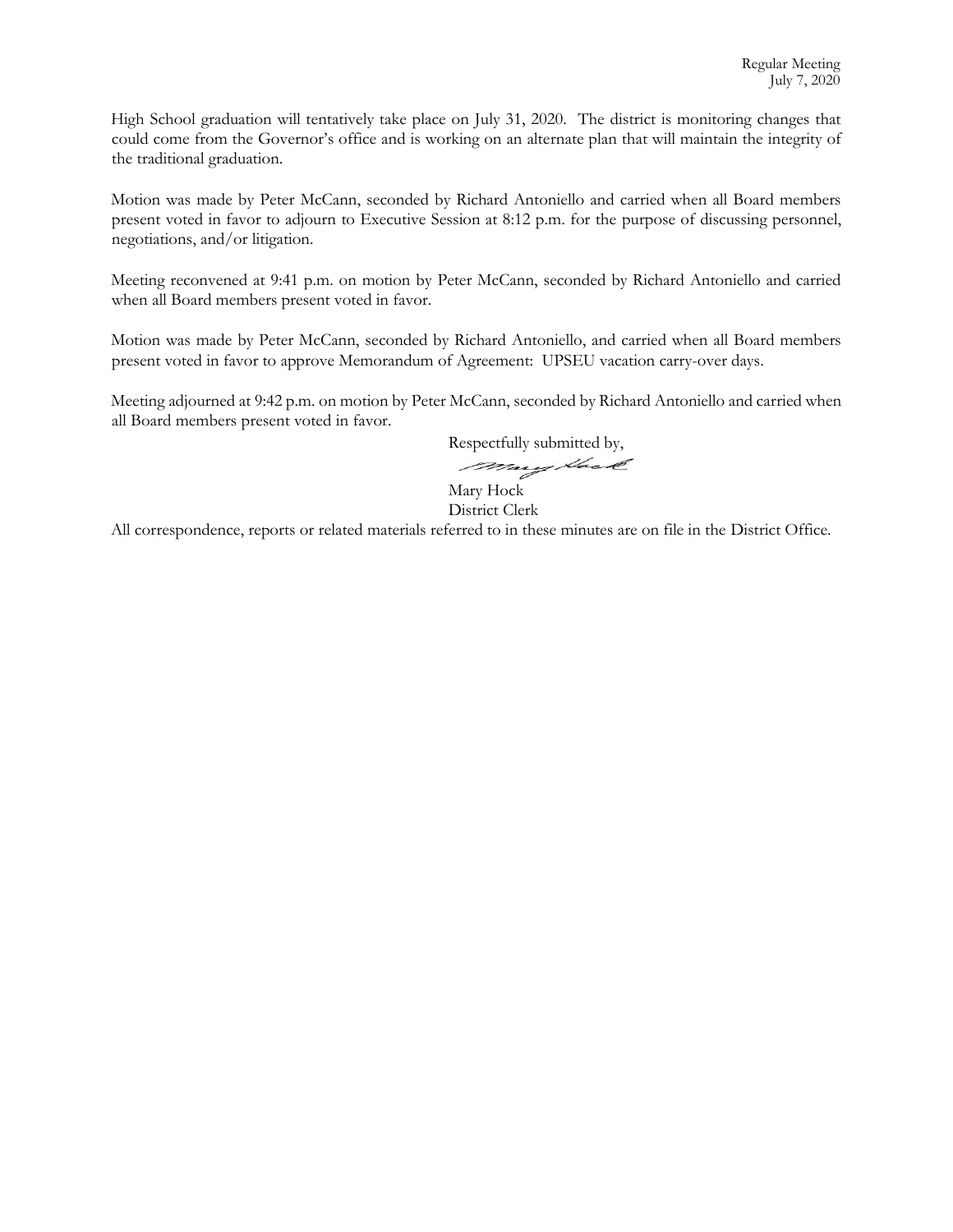High School graduation will tentatively take place on July 31, 2020. The district is monitoring changes that could come from the Governor's office and is working on an alternate plan that will maintain the integrity of the traditional graduation.

Motion was made by Peter McCann, seconded by Richard Antoniello and carried when all Board members present voted in favor to adjourn to Executive Session at 8:12 p.m. for the purpose of discussing personnel, negotiations, and/or litigation.

Meeting reconvened at 9:41 p.m. on motion by Peter McCann, seconded by Richard Antoniello and carried when all Board members present voted in favor.

Motion was made by Peter McCann, seconded by Richard Antoniello, and carried when all Board members present voted in favor to approve Memorandum of Agreement: UPSEU vacation carry-over days.

Meeting adjourned at 9:42 p.m. on motion by Peter McCann, seconded by Richard Antoniello and carried when all Board members present voted in favor.

Respectfully submitted by,

Mary Hock

Mary Hock
District Clerk

All correspondence, reports or related materials referred to in these minutes are on file in the District Office.